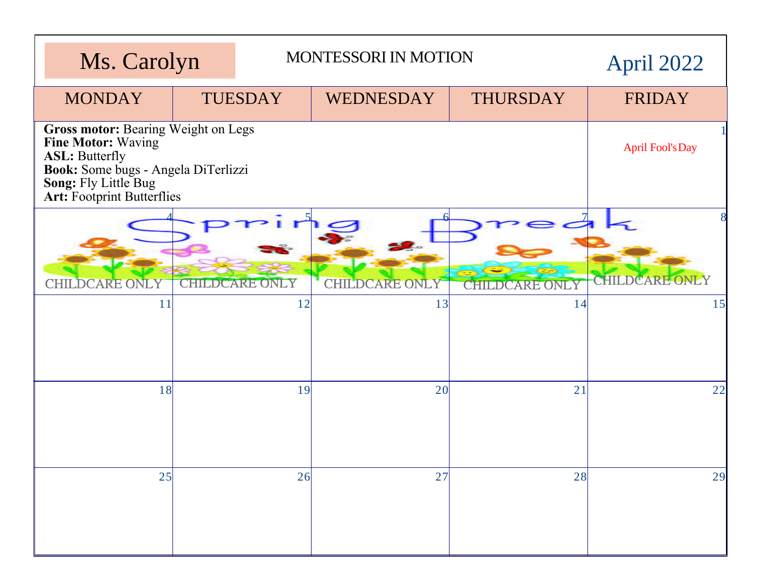| Ms. Carolyn | MONTESSORI IN MOTION | | | April 2022 |
|---|---|---|---|---|
| **MONDAY** | **TUESDAY** | **WEDNESDAY** | **THURSDAY** | **FRIDAY** |
| **Gross motor:** Bearing Weight on Legs<br>**Fine Motor:** Waving<br>**ASL:** Butterfly<br>**Book:** Some bugs - Angela DiTerlizzi<br>**Song:** Fly Little Bug<br>**Art:** Footprint Butterflies | | | | 1<br>April Fool's Day |
| 4<br>Spring Break<br>CHILDCARE ONLY | 5<br>CHILDCARE ONLY | 6<br>CHILDCARE ONLY | 7<br>CHILDCARE ONLY | 8<br>CHILDCARE ONLY |
| 11 | 12 | 13 | 14 | 15 |
| 18 | 19 | 20 | 21 | 22 |
| 25 | 26 | 27 | 28 | 29 |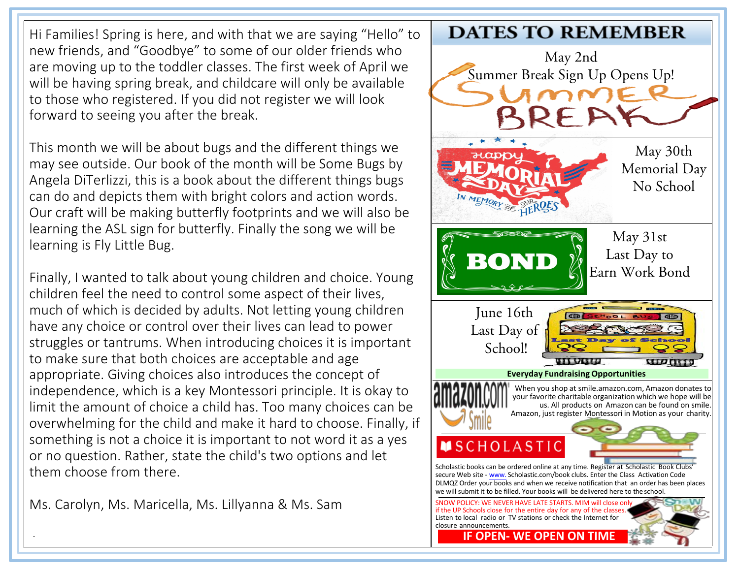Hi Families! Spring is here, and with that we are saying "Hello" to new friends, and "Goodbye" to some of our older friends who are moving up to the toddler classes. The first week of April we will be having spring break, and childcare will only be available to those who registered. If you did not register we will look forward to seeing you after the break.

This month we will be about bugs and the different things we may see outside. Our book of the month will be Some Bugs by Angela DiTerlizzi, this is a book about the different things bugs can do and depicts them with bright colors and action words. Our craft will be making butterfly footprints and we will also be learning the ASL sign for butterfly. Finally the song we will be learning is Fly Little Bug.

Finally, I wanted to talk about young children and choice. Young children feel the need to control some aspect of their lives, much of which is decided by adults. Not letting young children have any choice or control over their lives can lead to power struggles or tantrums. When introducing choices it is important to make sure that both choices are acceptable and age appropriate. Giving choices also introduces the concept of independence, which is a key Montessori principle. It is okay to limit the amount of choice a child has. Too many choices can be overwhelming for the child and make it hard to choose. Finally, if something is not a choice it is important to not word it as a yes or no question. Rather, state the child's two options and let them choose from there.

Ms. Carolyn, Ms. Maricella, Ms. Lillyanna & Ms. Sam

# DATES TO REMEMBER

May 2nd
Summer Break Sign Up Opens Up!

May 30th
Memorial Day
No School

May 31st
Last Day to
Earn Work Bond

June 16th
Last Day of
School!

**Everyday Fundraising Opportunities**

When you shop at smile.amazon.com, Amazon donates to your favorite charitable organization which we hope will be us. All products on Amazon can be found on smile. Amazon, just register Montessori in Motion as your charity.

Scholastic books can be ordered online at any time. Register at Scholastic Book Clubs' secure Web site - www. Scholastic.com/book clubs. Enter the Class Activation Code DLMQZ Order your books and when we receive notification that an order has been places we will submit it to be filled. Your books will be delivered here to the school.

SNOW POLICY: WE NEVER HAVE LATE STARTS. MIM will close only if the UP Schools close for the entire day for any of the classes. Listen to local radio or TV stations or check the Internet for closure announcements.

**IF OPEN- WE OPEN ON TIME**